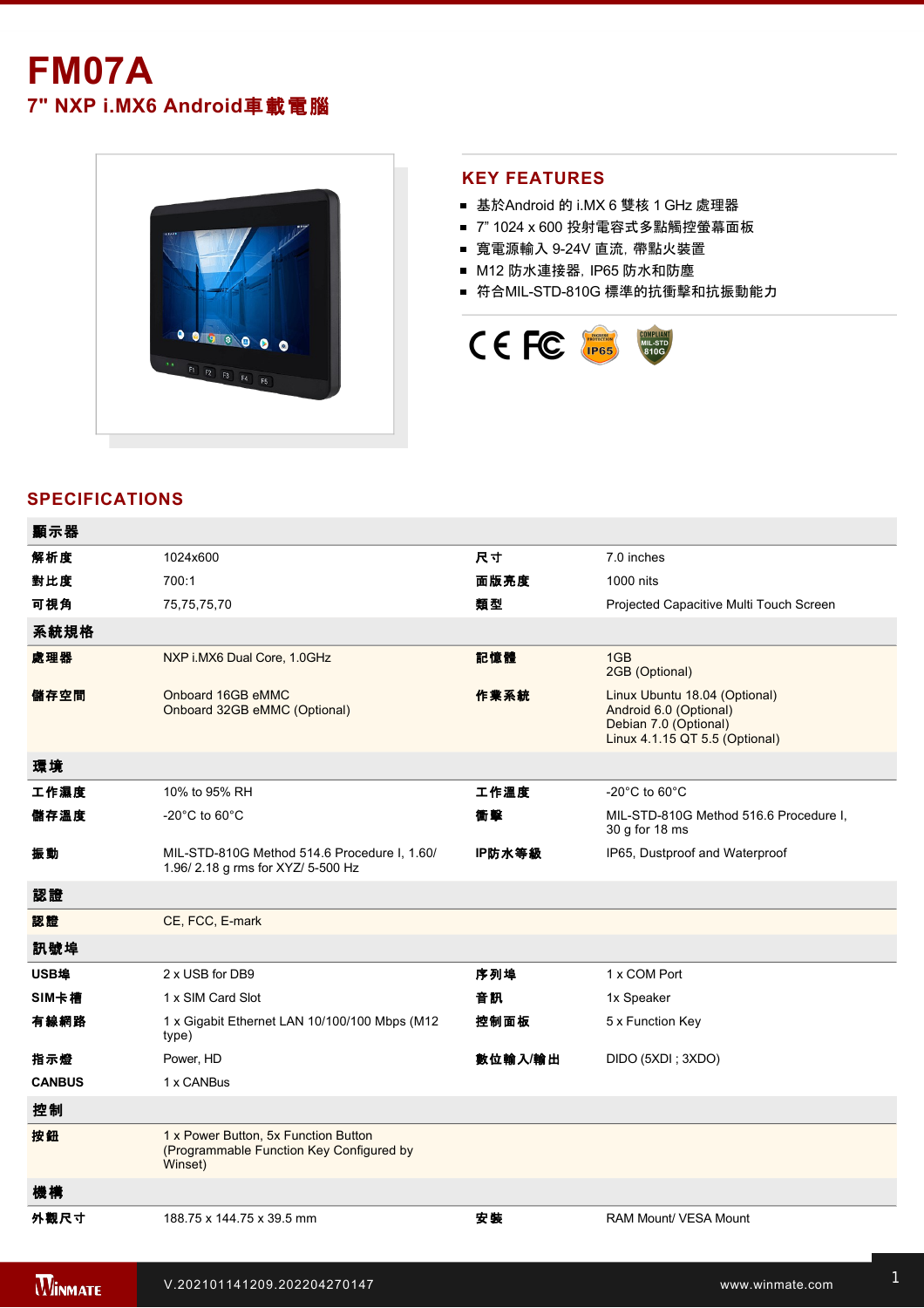# FM07A

## 7" NXP i.MX6 Android車載電腦

## KEY FEATURES

- 基於Android 的 i.MX 6 雙核 1 GHz 處理器
- 7" 1024 x 600 投射電容式多點觸控螢幕面板
- 寬電源輸入 9-24V 直流, 帶點火裝置
- M12 防水連接器, IP65 防水和防塵
- 符合MIL-STD-810G 標準的抗衝擊和抗振動能力

## SPECIFICATIONS

| | | | |
|---|---|---|---|
| **顯示器** | | | |
| 解析度 | 1024x600 | 尺寸 | 7.0 inches |
| 對比度 | 700:1 | 面版亮度 | 1000 nits |
| 可視角 | 75,75,75,70 | 類型 | Projected Capacitive Multi Touch Screen |
| **系統規格** | | | |
| 處理器 | NXP i.MX6 Dual Core, 1.0GHz | 記憶體 | 1GB<br>2GB (Optional) |
| 儲存空間 | Onboard 16GB eMMC<br>Onboard 32GB eMMC (Optional) | 作業系統 | Linux Ubuntu 18.04 (Optional)<br>Android 6.0 (Optional)<br>Debian 7.0 (Optional)<br>Linux 4.1.15 QT 5.5 (Optional) |
| **環境** | | | |
| 工作濕度 | 10% to 95% RH | 工作溫度 | -20°C to 60°C |
| 儲存溫度 | -20°C to 60°C | 衝擊 | MIL-STD-810G Method 516.6 Procedure I, 30 g for 18 ms |
| 振動 | MIL-STD-810G Method 514.6 Procedure I, 1.60/ 1.96/ 2.18 g rms for XYZ/ 5-500 Hz | IP防水等級 | IP65, Dustproof and Waterproof |
| **認證** | | | |
| 認證 | CE, FCC, E-mark | | |
| **訊號埠** | | | |
| USB埠 | 2 x USB for DB9 | 序列埠 | 1 x COM Port |
| SIM卡槽 | 1 x SIM Card Slot | 音訊 | 1x Speaker |
| 有線網路 | 1 x Gigabit Ethernet LAN 10/100/100 Mbps (M12 type) | 控制面板 | 5 x Function Key |
| 指示燈 | Power, HD | 數位輸入/輸出 | DIDO (5XDI ; 3XDO) |
| CANBUS | 1 x CANBus | | |
| **控制** | | | |
| 按鈕 | 1 x Power Button, 5x Function Button<br>(Programmable Function Key Configured by Winset) | | |
| **機構** | | | |
| 外觀尺寸 | 188.75 x 144.75 x 39.5 mm | 安裝 | RAM Mount/ VESA Mount |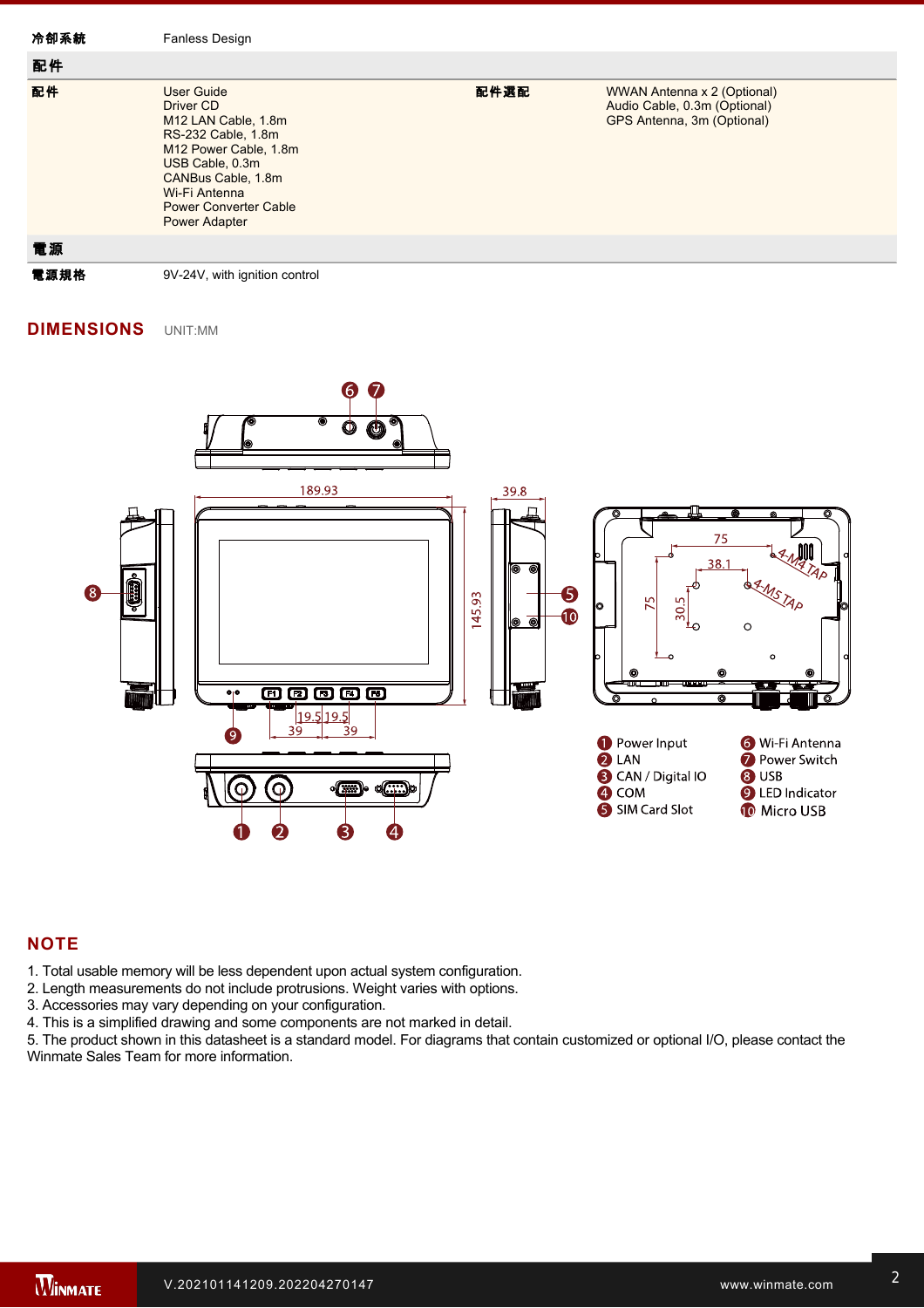| | | | |
|---|---|---|---|
| 冷卻系統 | Fanless Design | | |

## 配件

| | | | |
|---|---|---|---|
| 配件 | User Guide<br>Driver CD<br>M12 LAN Cable, 1.8m<br>RS-232 Cable, 1.8m<br>M12 Power Cable, 1.8m<br>USB Cable, 0.3m<br>CANBus Cable, 1.8m<br>Wi-Fi Antenna<br>Power Converter Cable<br>Power Adapter | 配件選配 | WWAN Antenna x 2 (Optional)<br>Audio Cable, 0.3m (Optional)<br>GPS Antenna, 3m (Optional) |

## 電源

| | |
|---|---|
| 電源規格 | 9V-24V, with ignition control |

## DIMENSIONS UNIT:MM

189.93
39.8
145.93
75
38.1
4-M4 TAP
4-M5 TAP
75
30.5
19.5 19.5
39 39

1 Power Input
2 LAN
3 CAN / Digital IO
4 COM
5 SIM Card Slot
6 Wi-Fi Antenna
7 Power Switch
8 USB
9 LED Indicator
10 Micro USB

## NOTE

1. Total usable memory will be less dependent upon actual system configuration.
2. Length measurements do not include protrusions. Weight varies with options.
3. Accessories may vary depending on your configuration.
4. This is a simplified drawing and some components are not marked in detail.
5. The product shown in this datasheet is a standard model. For diagrams that contain customized or optional I/O, please contact the Winmate Sales Team for more information.